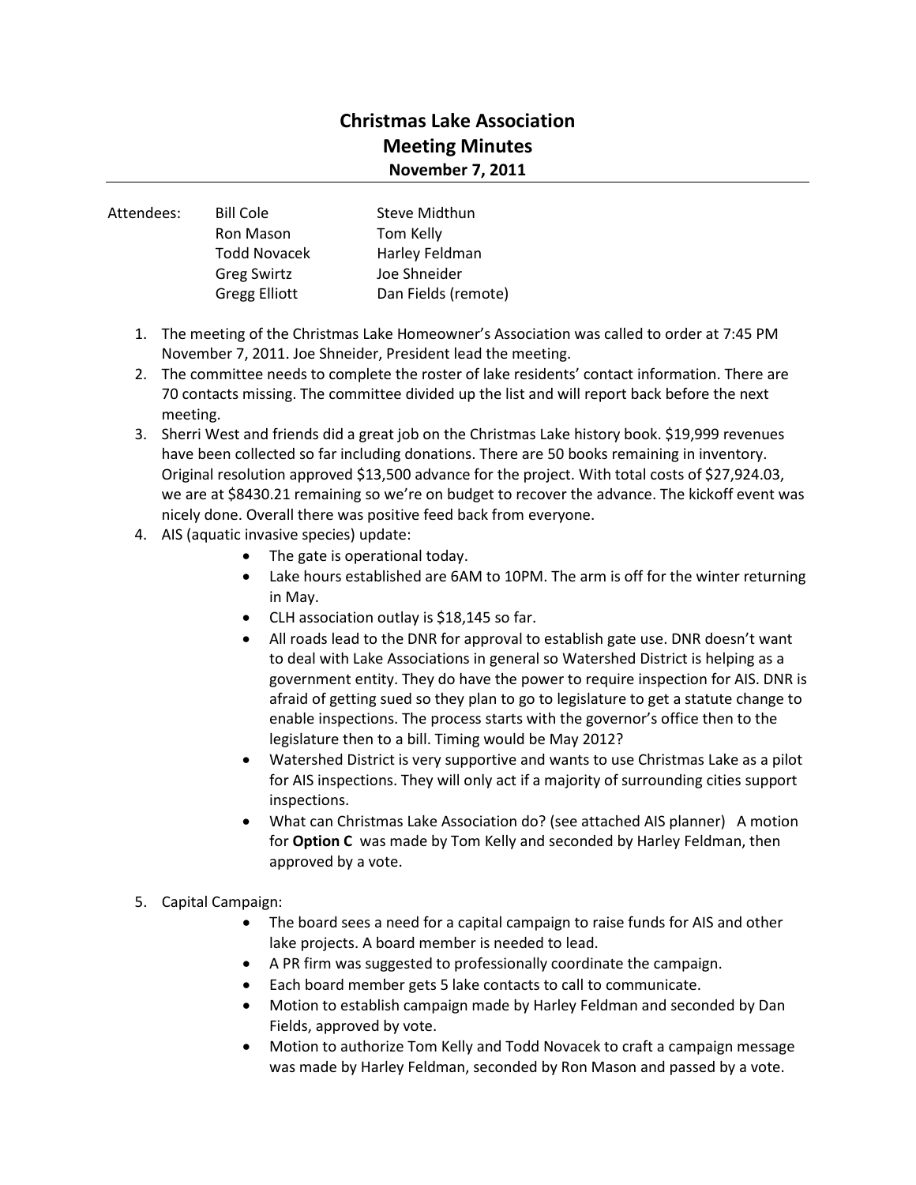# Christmas Lake Association
## Meeting Minutes
### November 7, 2011

| Attendees: | | |
|---|---|---|
| | Bill Cole | Steve Midthun |
| | Ron Mason | Tom Kelly |
| | Todd Novacek | Harley Feldman |
| | Greg Swirtz | Joe Shneider |
| | Gregg Elliott | Dan Fields (remote) |

1. The meeting of the Christmas Lake Homeowner's Association was called to order at 7:45 PM November 7, 2011. Joe Shneider, President lead the meeting.
2. The committee needs to complete the roster of lake residents' contact information. There are 70 contacts missing. The committee divided up the list and will report back before the next meeting.
3. Sherri West and friends did a great job on the Christmas Lake history book. $19,999 revenues have been collected so far including donations. There are 50 books remaining in inventory. Original resolution approved $13,500 advance for the project. With total costs of $27,924.03, we are at $8430.21 remaining so we're on budget to recover the advance. The kickoff event was nicely done. Overall there was positive feed back from everyone.
4. AIS (aquatic invasive species) update:
   - The gate is operational today.
   - Lake hours established are 6AM to 10PM. The arm is off for the winter returning in May.
   - CLH association outlay is $18,145 so far.
   - All roads lead to the DNR for approval to establish gate use. DNR doesn't want to deal with Lake Associations in general so Watershed District is helping as a government entity. They do have the power to require inspection for AIS. DNR is afraid of getting sued so they plan to go to legislature to get a statute change to enable inspections. The process starts with the governor's office then to the legislature then to a bill. Timing would be May 2012?
   - Watershed District is very supportive and wants to use Christmas Lake as a pilot for AIS inspections. They will only act if a majority of surrounding cities support inspections.
   - What can Christmas Lake Association do? (see attached AIS planner) A motion for **Option C** was made by Tom Kelly and seconded by Harley Feldman, then approved by a vote.
5. Capital Campaign:
   - The board sees a need for a capital campaign to raise funds for AIS and other lake projects. A board member is needed to lead.
   - A PR firm was suggested to professionally coordinate the campaign.
   - Each board member gets 5 lake contacts to call to communicate.
   - Motion to establish campaign made by Harley Feldman and seconded by Dan Fields, approved by vote.
   - Motion to authorize Tom Kelly and Todd Novacek to craft a campaign message was made by Harley Feldman, seconded by Ron Mason and passed by a vote.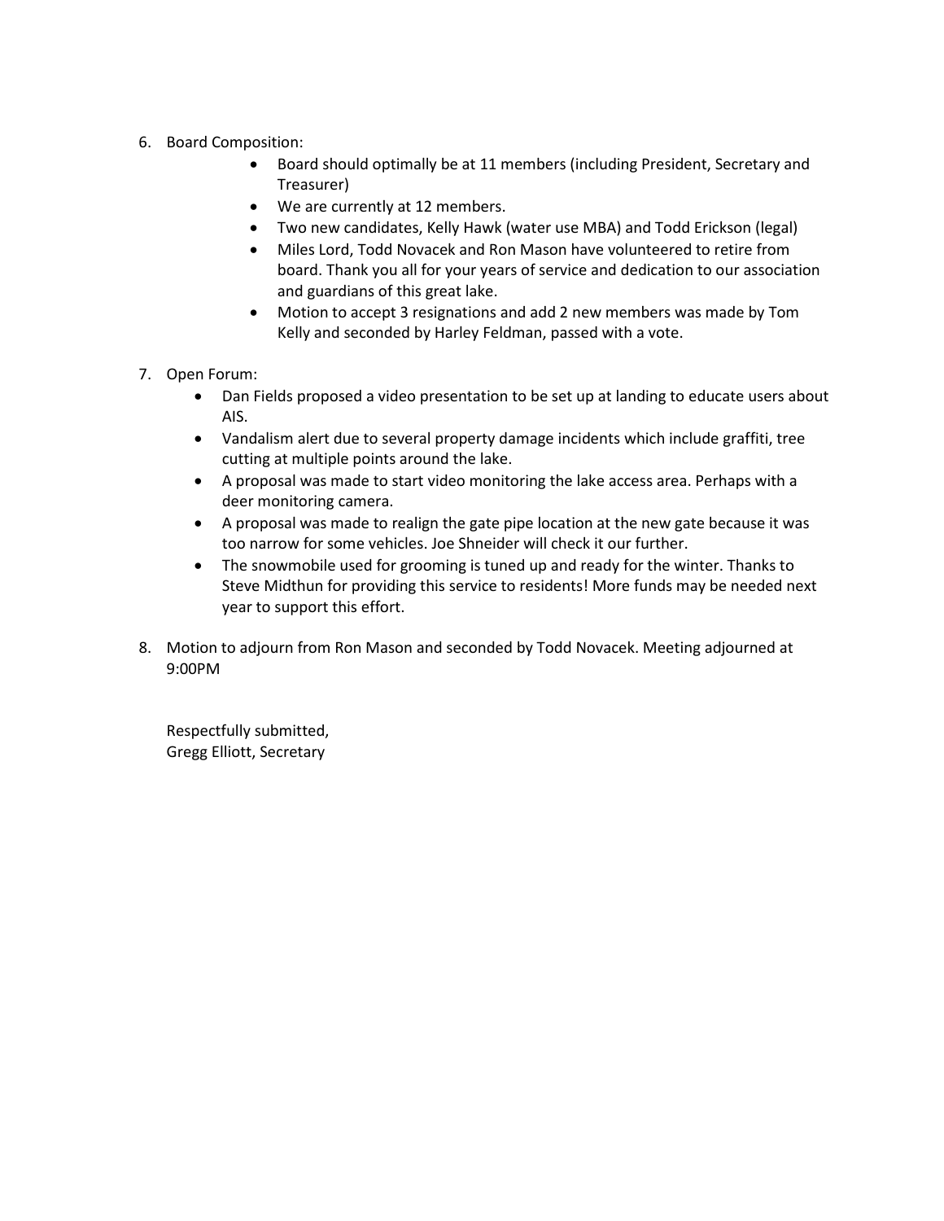6. Board Composition:
    - Board should optimally be at 11 members (including President, Secretary and Treasurer)
    - We are currently at 12 members.
    - Two new candidates, Kelly Hawk (water use MBA) and Todd Erickson (legal)
    - Miles Lord, Todd Novacek and Ron Mason have volunteered to retire from board. Thank you all for your years of service and dedication to our association and guardians of this great lake.
    - Motion to accept 3 resignations and add 2 new members was made by Tom Kelly and seconded by Harley Feldman, passed with a vote.

7. Open Forum:
    - Dan Fields proposed a video presentation to be set up at landing to educate users about AIS.
    - Vandalism alert due to several property damage incidents which include graffiti, tree cutting at multiple points around the lake.
    - A proposal was made to start video monitoring the lake access area. Perhaps with a deer monitoring camera.
    - A proposal was made to realign the gate pipe location at the new gate because it was too narrow for some vehicles. Joe Shneider will check it our further.
    - The snowmobile used for grooming is tuned up and ready for the winter. Thanks to Steve Midthun for providing this service to residents! More funds may be needed next year to support this effort.

8. Motion to adjourn from Ron Mason and seconded by Todd Novacek. Meeting adjourned at 9:00PM

Respectfully submitted,
Gregg Elliott, Secretary